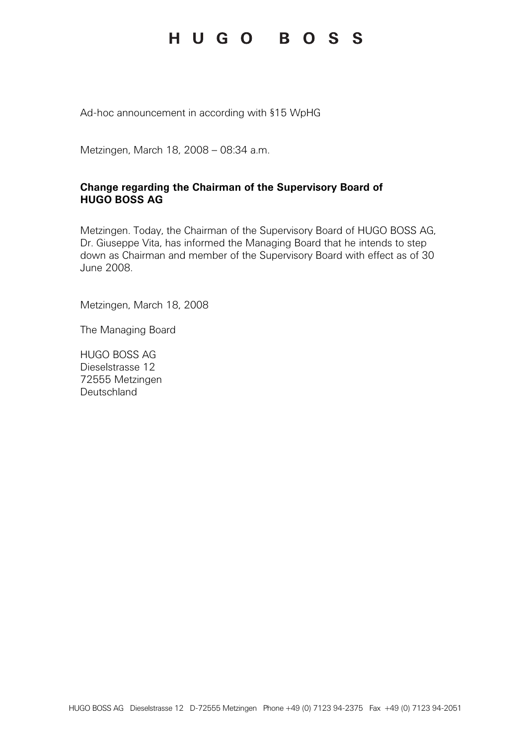# HUGO BOSS

Ad-hoc announcement in according with §15 WpHG

Metzingen, March 18, 2008 – 08:34 a.m.

**Change regarding the Chairman of the Supervisory Board of HUGO BOSS AG**

Metzingen. Today, the Chairman of the Supervisory Board of HUGO BOSS AG, Dr. Giuseppe Vita, has informed the Managing Board that he intends to step down as Chairman and member of the Supervisory Board with effect as of 30 June 2008.

Metzingen, March 18, 2008

The Managing Board

HUGO BOSS AG
Dieselstrasse 12
72555 Metzingen
Deutschland

HUGO BOSS AG Dieselstrasse 12 D-72555 Metzingen Phone +49 (0) 7123 94-2375 Fax +49 (0) 7123 94-2051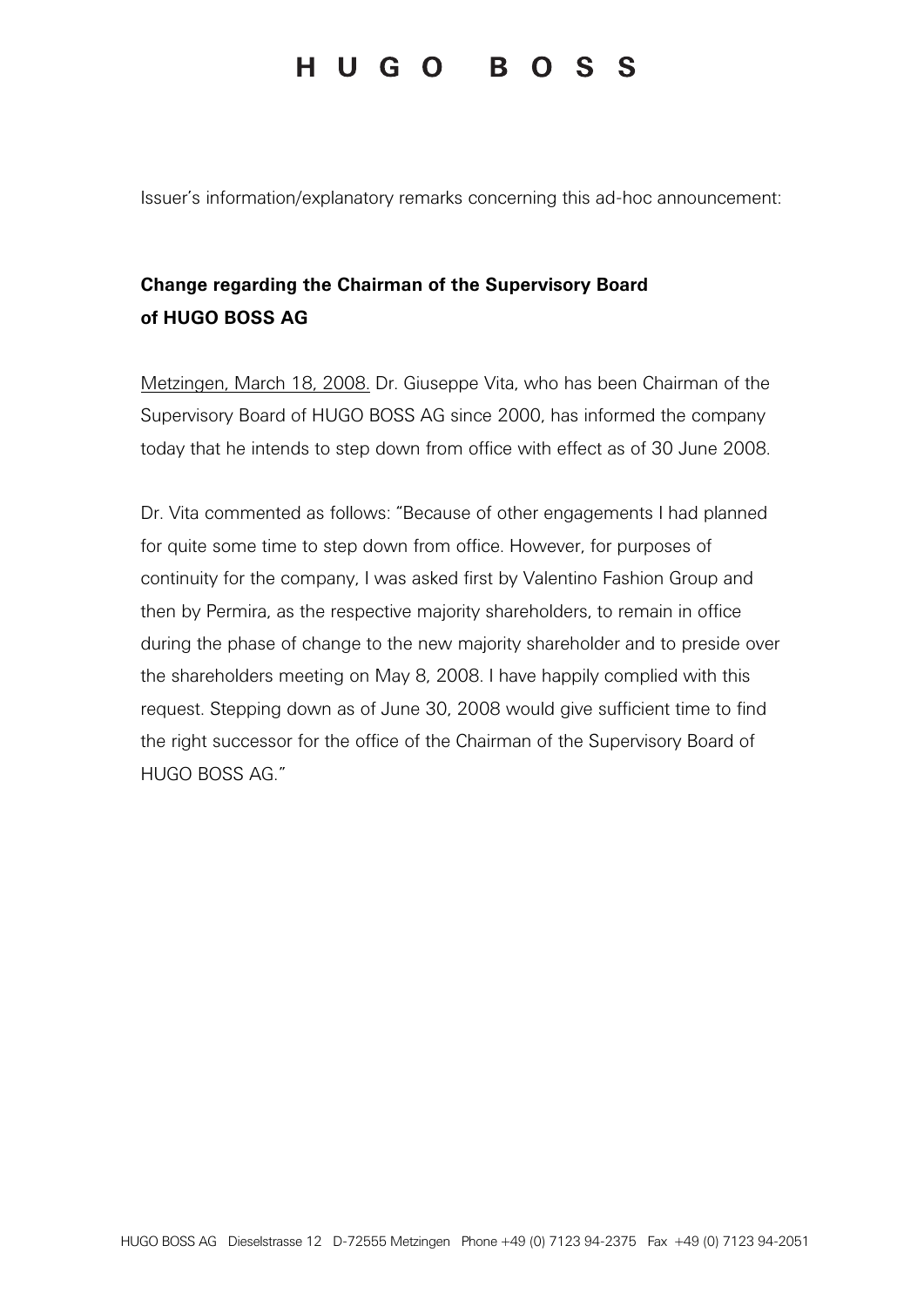Issuer's information/explanatory remarks concerning this ad-hoc announcement:

**Change regarding the Chairman of the Supervisory Board of HUGO BOSS AG**

Metzingen, March 18, 2008. Dr. Giuseppe Vita, who has been Chairman of the Supervisory Board of HUGO BOSS AG since 2000, has informed the company today that he intends to step down from office with effect as of 30 June 2008.

Dr. Vita commented as follows: "Because of other engagements I had planned for quite some time to step down from office. However, for purposes of continuity for the company, I was asked first by Valentino Fashion Group and then by Permira, as the respective majority shareholders, to remain in office during the phase of change to the new majority shareholder and to preside over the shareholders meeting on May 8, 2008. I have happily complied with this request. Stepping down as of June 30, 2008 would give sufficient time to find the right successor for the office of the Chairman of the Supervisory Board of HUGO BOSS AG."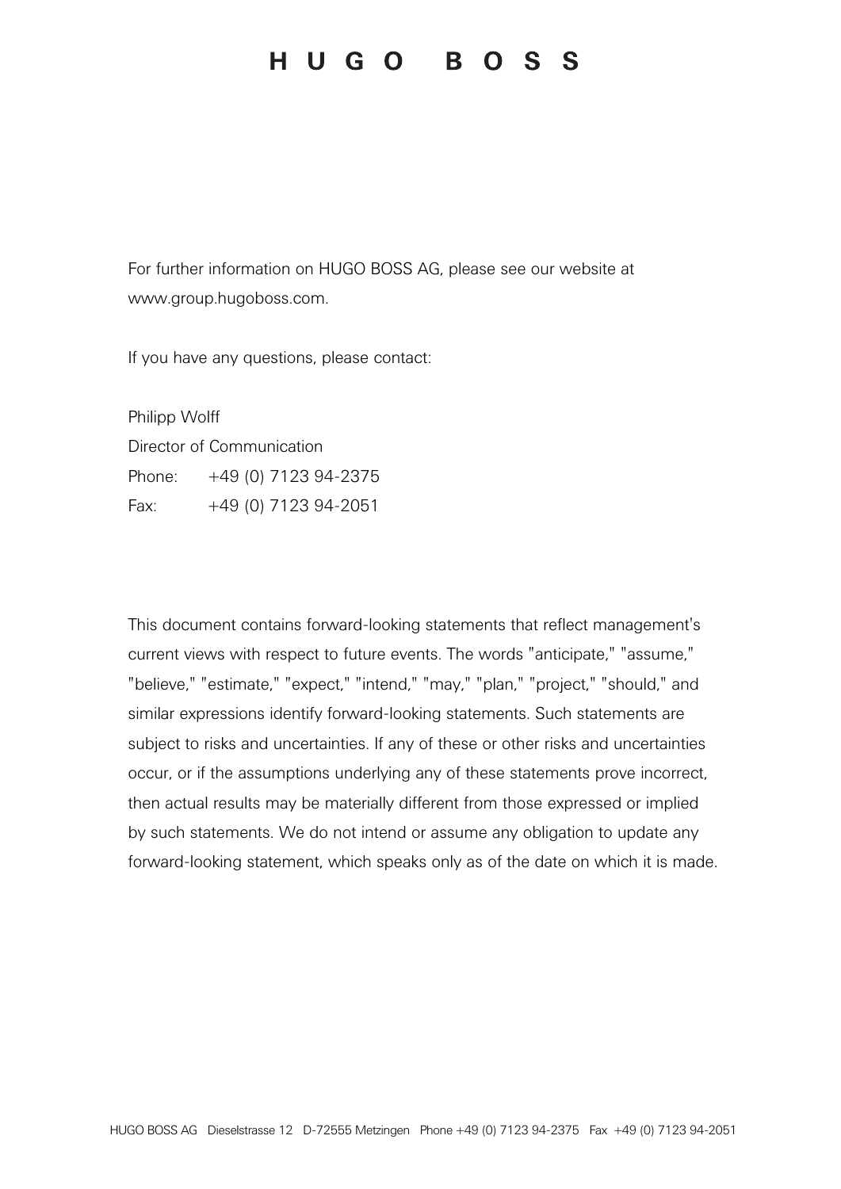For further information on HUGO BOSS AG, please see our website at www.group.hugoboss.com.

If you have any questions, please contact:

Philipp Wolff
Director of Communication
Phone: +49 (0) 7123 94-2375
Fax: +49 (0) 7123 94-2051

This document contains forward-looking statements that reflect management's current views with respect to future events. The words "anticipate," "assume," "believe," "estimate," "expect," "intend," "may," "plan," "project," "should," and similar expressions identify forward-looking statements. Such statements are subject to risks and uncertainties. If any of these or other risks and uncertainties occur, or if the assumptions underlying any of these statements prove incorrect, then actual results may be materially different from those expressed or implied by such statements. We do not intend or assume any obligation to update any forward-looking statement, which speaks only as of the date on which it is made.